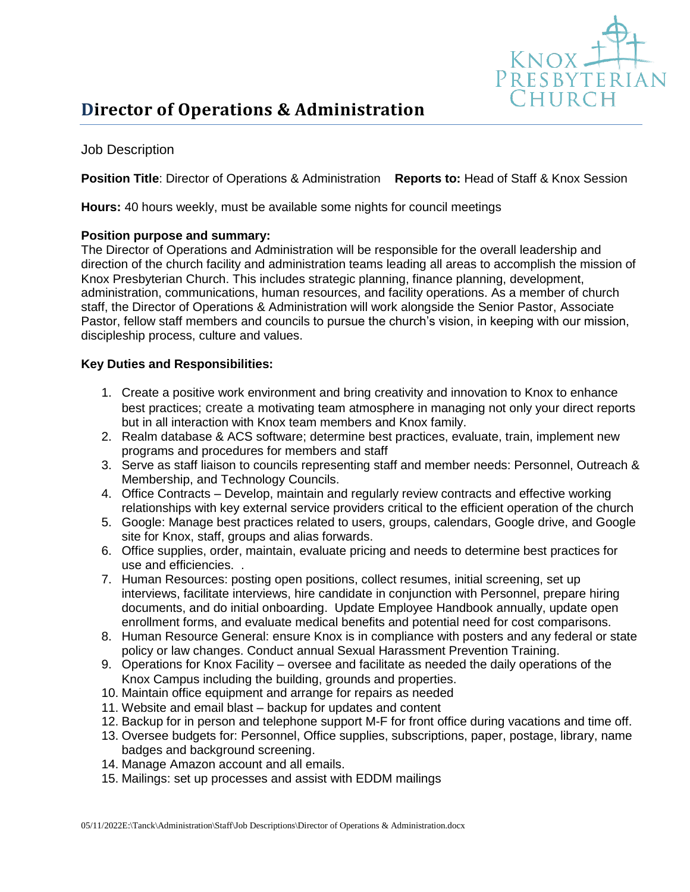# Director of Operations & Administration

Job Description

**Position Title**: Director of Operations & Administration **Reports to:** Head of Staff & Knox Session

**Hours:** 40 hours weekly, must be available some nights for council meetings

**Position purpose and summary:**
The Director of Operations and Administration will be responsible for the overall leadership and direction of the church facility and administration teams leading all areas to accomplish the mission of Knox Presbyterian Church. This includes strategic planning, finance planning, development, administration, communications, human resources, and facility operations. As a member of church staff, the Director of Operations & Administration will work alongside the Senior Pastor, Associate Pastor, fellow staff members and councils to pursue the church's vision, in keeping with our mission, discipleship process, culture and values.

**Key Duties and Responsibilities:**

1. Create a positive work environment and bring creativity and innovation to Knox to enhance best practices; create a motivating team atmosphere in managing not only your direct reports but in all interaction with Knox team members and Knox family.
2. Realm database & ACS software; determine best practices, evaluate, train, implement new programs and procedures for members and staff
3. Serve as staff liaison to councils representing staff and member needs: Personnel, Outreach & Membership, and Technology Councils.
4. Office Contracts – Develop, maintain and regularly review contracts and effective working relationships with key external service providers critical to the efficient operation of the church
5. Google: Manage best practices related to users, groups, calendars, Google drive, and Google site for Knox, staff, groups and alias forwards.
6. Office supplies, order, maintain, evaluate pricing and needs to determine best practices for use and efficiencies. .
7. Human Resources: posting open positions, collect resumes, initial screening, set up interviews, facilitate interviews, hire candidate in conjunction with Personnel, prepare hiring documents, and do initial onboarding. Update Employee Handbook annually, update open enrollment forms, and evaluate medical benefits and potential need for cost comparisons.
8. Human Resource General: ensure Knox is in compliance with posters and any federal or state policy or law changes. Conduct annual Sexual Harassment Prevention Training.
9. Operations for Knox Facility – oversee and facilitate as needed the daily operations of the Knox Campus including the building, grounds and properties.
10. Maintain office equipment and arrange for repairs as needed
11. Website and email blast – backup for updates and content
12. Backup for in person and telephone support M-F for front office during vacations and time off.
13. Oversee budgets for: Personnel, Office supplies, subscriptions, paper, postage, library, name badges and background screening.
14. Manage Amazon account and all emails.
15. Mailings: set up processes and assist with EDDM mailings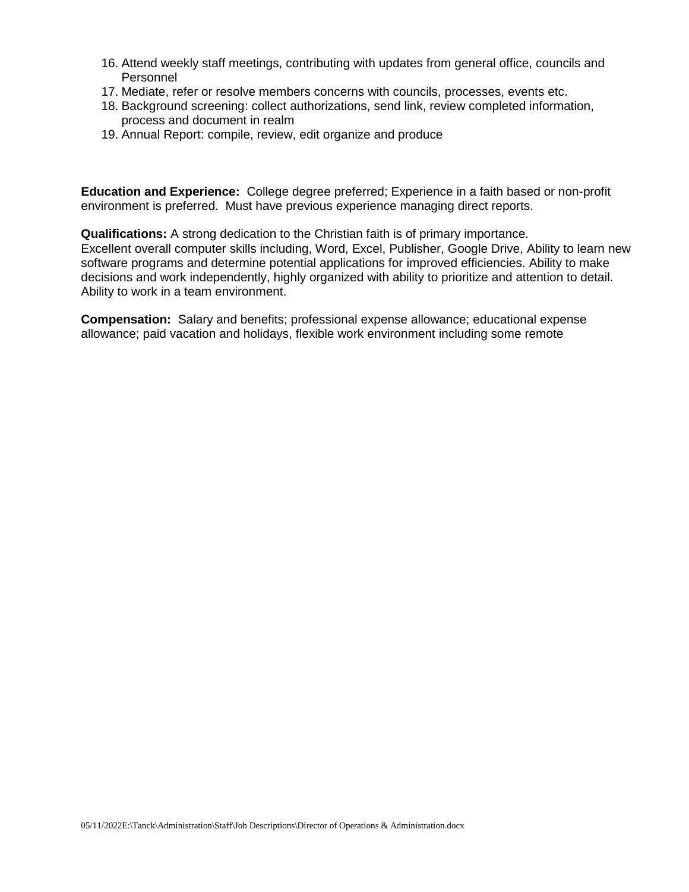16. Attend weekly staff meetings, contributing with updates from general office, councils and Personnel
17. Mediate, refer or resolve members concerns with councils, processes, events etc.
18. Background screening: collect authorizations, send link, review completed information, process and document in realm
19. Annual Report: compile, review, edit organize and produce

**Education and Experience:** College degree preferred; Experience in a faith based or non-profit environment is preferred. Must have previous experience managing direct reports.

**Qualifications:** A strong dedication to the Christian faith is of primary importance.
Excellent overall computer skills including, Word, Excel, Publisher, Google Drive, Ability to learn new software programs and determine potential applications for improved efficiencies. Ability to make decisions and work independently, highly organized with ability to prioritize and attention to detail. Ability to work in a team environment.

**Compensation:** Salary and benefits; professional expense allowance; educational expense allowance; paid vacation and holidays, flexible work environment including some remote